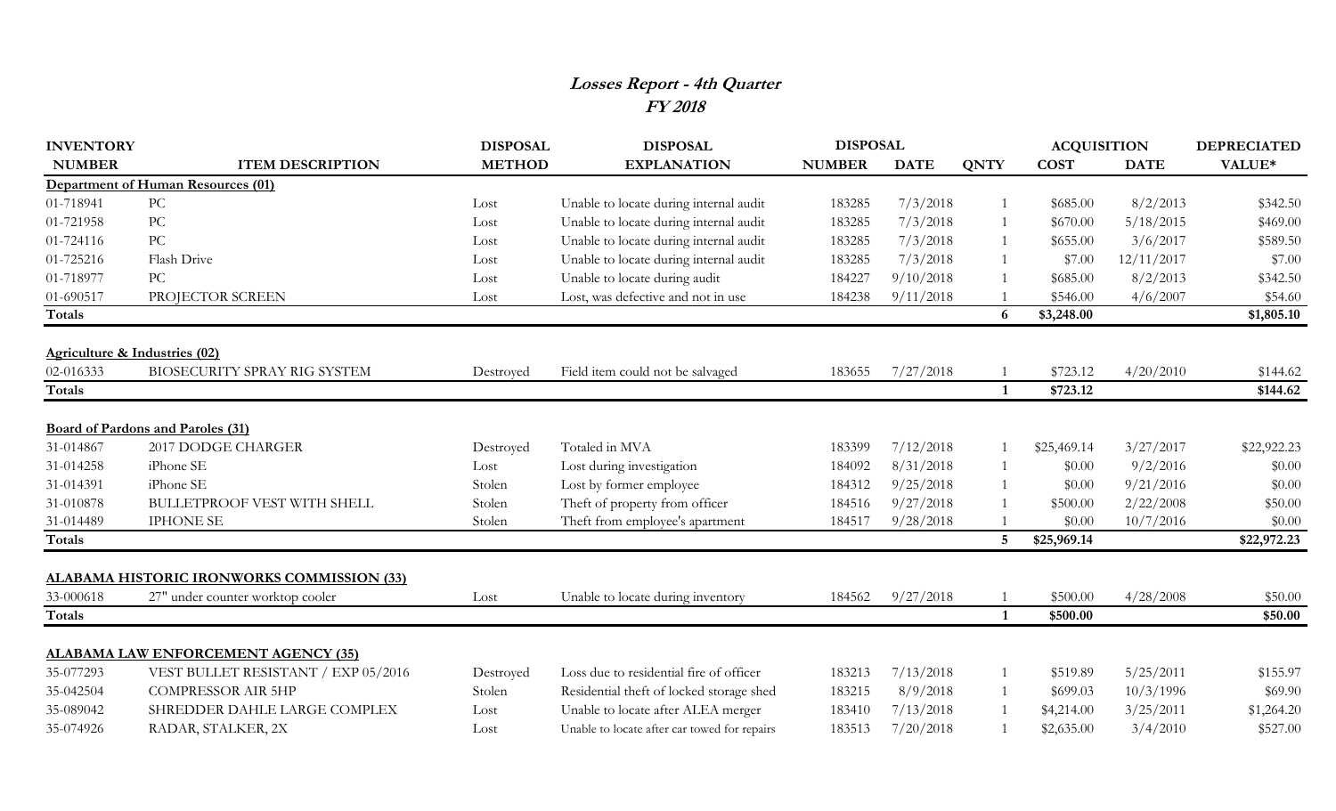# *Losses Report - 4th Quarter*
# *FY 2018*

| INVENTORY NUMBER | ITEM DESCRIPTION | DISPOSAL METHOD | DISPOSAL EXPLANATION | DISPOSAL NUMBER | DISPOSAL DATE | QNTY | ACQUISITION COST | ACQUISITION DATE | DEPRECIATED VALUE* |
|---|---|---|---|---|---|---|---|---|---|
| **Department of Human Resources (01)** | | | | | | | | | |
| 01-718941 | PC | Lost | Unable to locate during internal audit | 183285 | 7/3/2018 | 1 | $685.00 | 8/2/2013 | $342.50 |
| 01-721958 | PC | Lost | Unable to locate during internal audit | 183285 | 7/3/2018 | 1 | $670.00 | 5/18/2015 | $469.00 |
| 01-724116 | PC | Lost | Unable to locate during internal audit | 183285 | 7/3/2018 | 1 | $655.00 | 3/6/2017 | $589.50 |
| 01-725216 | Flash Drive | Lost | Unable to locate during internal audit | 183285 | 7/3/2018 | 1 | $7.00 | 12/11/2017 | $7.00 |
| 01-718977 | PC | Lost | Unable to locate during audit | 184227 | 9/10/2018 | 1 | $685.00 | 8/2/2013 | $342.50 |
| 01-690517 | PROJECTOR SCREEN | Lost | Lost, was defective and not in use | 184238 | 9/11/2018 | 1 | $546.00 | 4/6/2007 | $54.60 |
| **Totals** | | | | | | **6** | **$3,248.00** | | **$1,805.10** |
| **Agriculture & Industries (02)** | | | | | | | | | |
| 02-016333 | BIOSECURITY SPRAY RIG SYSTEM | Destroyed | Field item could not be salvaged | 183655 | 7/27/2018 | 1 | $723.12 | 4/20/2010 | $144.62 |
| **Totals** | | | | | | **1** | **$723.12** | | **$144.62** |
| **Board of Pardons and Paroles (31)** | | | | | | | | | |
| 31-014867 | 2017 DODGE CHARGER | Destroyed | Totaled in MVA | 183399 | 7/12/2018 | 1 | $25,469.14 | 3/27/2017 | $22,922.23 |
| 31-014258 | iPhone SE | Lost | Lost during investigation | 184092 | 8/31/2018 | 1 | $0.00 | 9/2/2016 | $0.00 |
| 31-014391 | iPhone SE | Stolen | Lost by former employee | 184312 | 9/25/2018 | 1 | $0.00 | 9/21/2016 | $0.00 |
| 31-010878 | BULLETPROOF VEST WITH SHELL | Stolen | Theft of property from officer | 184516 | 9/27/2018 | 1 | $500.00 | 2/22/2008 | $50.00 |
| 31-014489 | IPHONE SE | Stolen | Theft from employee's apartment | 184517 | 9/28/2018 | 1 | $0.00 | 10/7/2016 | $0.00 |
| **Totals** | | | | | | **5** | **$25,969.14** | | **$22,972.23** |
| **ALABAMA HISTORIC IRONWORKS COMMISSION (33)** | | | | | | | | | |
| 33-000618 | 27" under counter worktop cooler | Lost | Unable to locate during inventory | 184562 | 9/27/2018 | 1 | $500.00 | 4/28/2008 | $50.00 |
| **Totals** | | | | | | **1** | **$500.00** | | **$50.00** |
| **ALABAMA LAW ENFORCEMENT AGENCY (35)** | | | | | | | | | |
| 35-077293 | VEST BULLET RESISTANT / EXP 05/2016 | Destroyed | Loss due to residential fire of officer | 183213 | 7/13/2018 | 1 | $519.89 | 5/25/2011 | $155.97 |
| 35-042504 | COMPRESSOR AIR 5HP | Stolen | Residential theft of locked storage shed | 183215 | 8/9/2018 | 1 | $699.03 | 10/3/1996 | $69.90 |
| 35-089042 | SHREDDER DAHLE LARGE COMPLEX | Lost | Unable to locate after ALEA merger | 183410 | 7/13/2018 | 1 | $4,214.00 | 3/25/2011 | $1,264.20 |
| 35-074926 | RADAR, STALKER, 2X | Lost | Unable to locate after car towed for repairs | 183513 | 7/20/2018 | 1 | $2,635.00 | 3/4/2010 | $527.00 |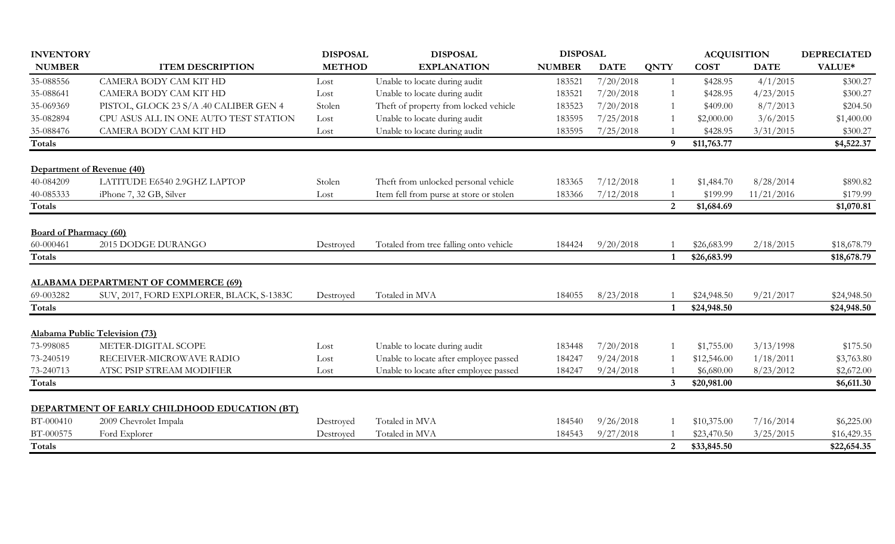| INVENTORY NUMBER | ITEM DESCRIPTION | DISPOSAL METHOD | DISPOSAL EXPLANATION | DISPOSAL NUMBER | DISPOSAL DATE | QNTY | ACQUISITION COST | ACQUISITION DATE | DEPRECIATED VALUE* |
|---|---|---|---|---|---|---|---|---|---|
| 35-088556 | CAMERA BODY CAM KIT HD | Lost | Unable to locate during audit | 183521 | 7/20/2018 | 1 | $428.95 | 4/1/2015 | $300.27 |
| 35-088641 | CAMERA BODY CAM KIT HD | Lost | Unable to locate during audit | 183521 | 7/20/2018 | 1 | $428.95 | 4/23/2015 | $300.27 |
| 35-069369 | PISTOL, GLOCK 23 S/A .40 CALIBER GEN 4 | Stolen | Theft of property from locked vehicle | 183523 | 7/20/2018 | 1 | $409.00 | 8/7/2013 | $204.50 |
| 35-082894 | CPU ASUS ALL IN ONE AUTO TEST STATION | Lost | Unable to locate during audit | 183595 | 7/25/2018 | 1 | $2,000.00 | 3/6/2015 | $1,400.00 |
| 35-088476 | CAMERA BODY CAM KIT HD | Lost | Unable to locate during audit | 183595 | 7/25/2018 | 1 | $428.95 | 3/31/2015 | $300.27 |
| **Totals** | | | | | | **9** | **$11,763.77** | | **$4,522.37** |
| | | | | | | | | | |
| **Department of Revenue (40)** | | | | | | | | | |
| 40-084209 | LATITUDE E6540 2.9GHZ LAPTOP | Stolen | Theft from unlocked personal vehicle | 183365 | 7/12/2018 | 1 | $1,484.70 | 8/28/2014 | $890.82 |
| 40-085333 | iPhone 7, 32 GB, Silver | Lost | Item fell from purse at store or stolen | 183366 | 7/12/2018 | 1 | $199.99 | 11/21/2016 | $179.99 |
| **Totals** | | | | | | **2** | **$1,684.69** | | **$1,070.81** |
| | | | | | | | | | |
| **Board of Pharmacy (60)** | | | | | | | | | |
| 60-000461 | 2015 DODGE DURANGO | Destroyed | Totaled from tree falling onto vehicle | 184424 | 9/20/2018 | 1 | $26,683.99 | 2/18/2015 | $18,678.79 |
| **Totals** | | | | | | **1** | **$26,683.99** | | **$18,678.79** |
| | | | | | | | | | |
| **ALABAMA DEPARTMENT OF COMMERCE (69)** | | | | | | | | | |
| 69-003282 | SUV, 2017, FORD EXPLORER, BLACK, S-1383C | Destroyed | Totaled in MVA | 184055 | 8/23/2018 | 1 | $24,948.50 | 9/21/2017 | $24,948.50 |
| **Totals** | | | | | | **1** | **$24,948.50** | | **$24,948.50** |
| | | | | | | | | | |
| **Alabama Public Television (73)** | | | | | | | | | |
| 73-998085 | METER-DIGITAL SCOPE | Lost | Unable to locate during audit | 183448 | 7/20/2018 | 1 | $1,755.00 | 3/13/1998 | $175.50 |
| 73-240519 | RECEIVER-MICROWAVE RADIO | Lost | Unable to locate after employee passed | 184247 | 9/24/2018 | 1 | $12,546.00 | 1/18/2011 | $3,763.80 |
| 73-240713 | ATSC PSIP STREAM MODIFIER | Lost | Unable to locate after employee passed | 184247 | 9/24/2018 | 1 | $6,680.00 | 8/23/2012 | $2,672.00 |
| **Totals** | | | | | | **3** | **$20,981.00** | | **$6,611.30** |
| | | | | | | | | | |
| **DEPARTMENT OF EARLY CHILDHOOD EDUCATION (BT)** | | | | | | | | | |
| BT-000410 | 2009 Chevrolet Impala | Destroyed | Totaled in MVA | 184540 | 9/26/2018 | 1 | $10,375.00 | 7/16/2014 | $6,225.00 |
| BT-000575 | Ford Explorer | Destroyed | Totaled in MVA | 184543 | 9/27/2018 | 1 | $23,470.50 | 3/25/2015 | $16,429.35 |
| **Totals** | | | | | | **2** | **$33,845.50** | | **$22,654.35** |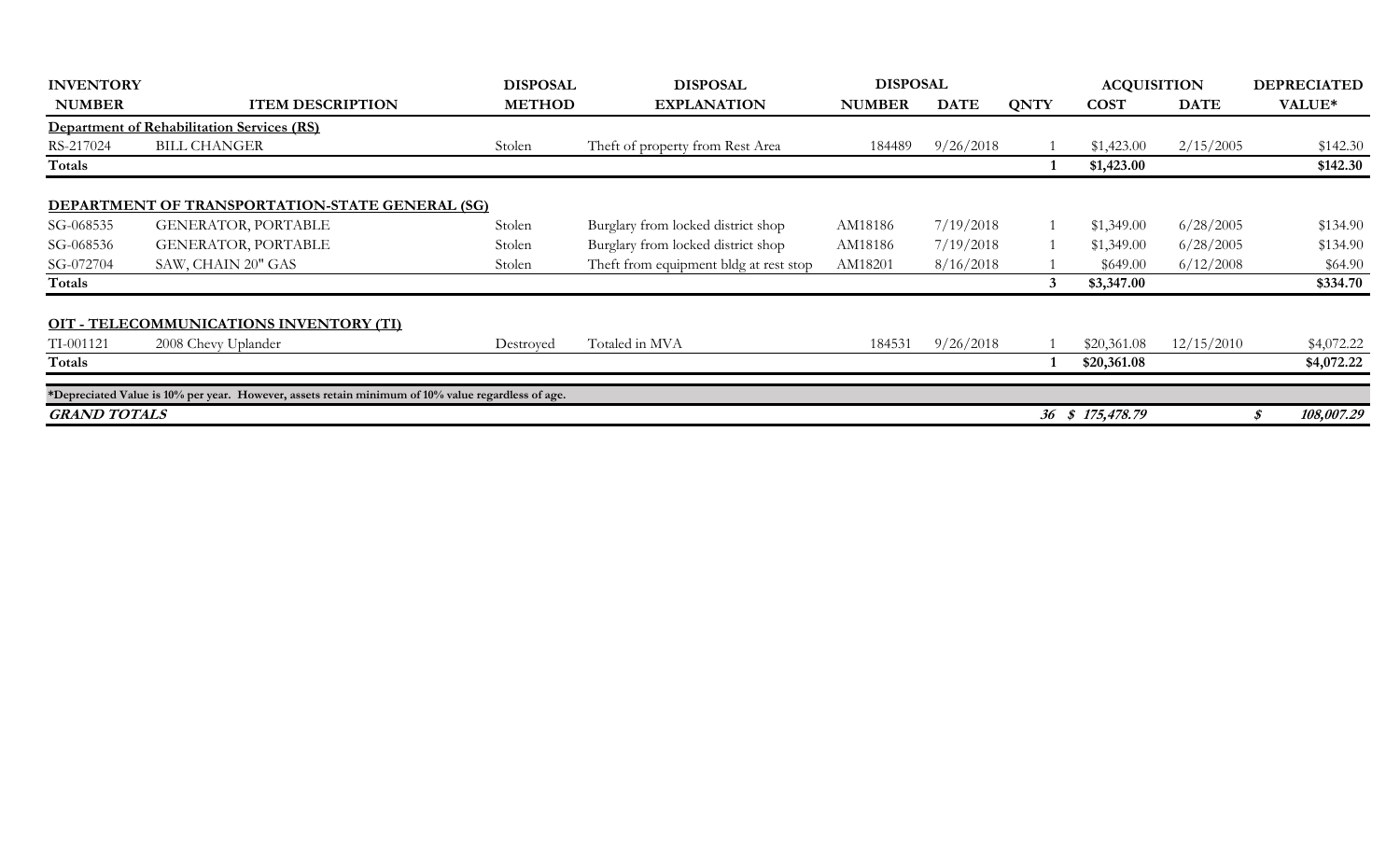| INVENTORY NUMBER | ITEM DESCRIPTION | DISPOSAL METHOD | DISPOSAL EXPLANATION | DISPOSAL NUMBER | DISPOSAL DATE | QNTY | ACQUISITION COST | ACQUISITION DATE | DEPRECIATED VALUE* |
|---|---|---|---|---|---|---|---|---|---|
| **Department of Rehabilitation Services (RS)** | | | | | | | | | |
| RS-217024 | BILL CHANGER | Stolen | Theft of property from Rest Area | 184489 | 9/26/2018 | 1 | $1,423.00 | 2/15/2005 | $142.30 |
| **Totals** | | | | | | **1** | **$1,423.00** | | **$142.30** |
| **DEPARTMENT OF TRANSPORTATION-STATE GENERAL (SG)** | | | | | | | | | |
| SG-068535 | GENERATOR, PORTABLE | Stolen | Burglary from locked district shop | AM18186 | 7/19/2018 | 1 | $1,349.00 | 6/28/2005 | $134.90 |
| SG-068536 | GENERATOR, PORTABLE | Stolen | Burglary from locked district shop | AM18186 | 7/19/2018 | 1 | $1,349.00 | 6/28/2005 | $134.90 |
| SG-072704 | SAW, CHAIN 20" GAS | Stolen | Theft from equipment bldg at rest stop | AM18201 | 8/16/2018 | 1 | $649.00 | 6/12/2008 | $64.90 |
| **Totals** | | | | | | **3** | **$3,347.00** | | **$334.70** |
| **OIT - TELECOMMUNICATIONS INVENTORY (TI)** | | | | | | | | | |
| TI-001121 | 2008 Chevy Uplander | Destroyed | Totaled in MVA | 184531 | 9/26/2018 | 1 | $20,361.08 | 12/15/2010 | $4,072.22 |
| **Totals** | | | | | | **1** | **$20,361.08** | | **$4,072.22** |
| **\*Depreciated Value is 10% per year. However, assets retain minimum of 10% value regardless of age.** | | | | | | | | | |
| ***GRAND TOTALS*** | | | | | | ***36*** | ***$ 175,478.79*** | | ***$ 108,007.29*** |